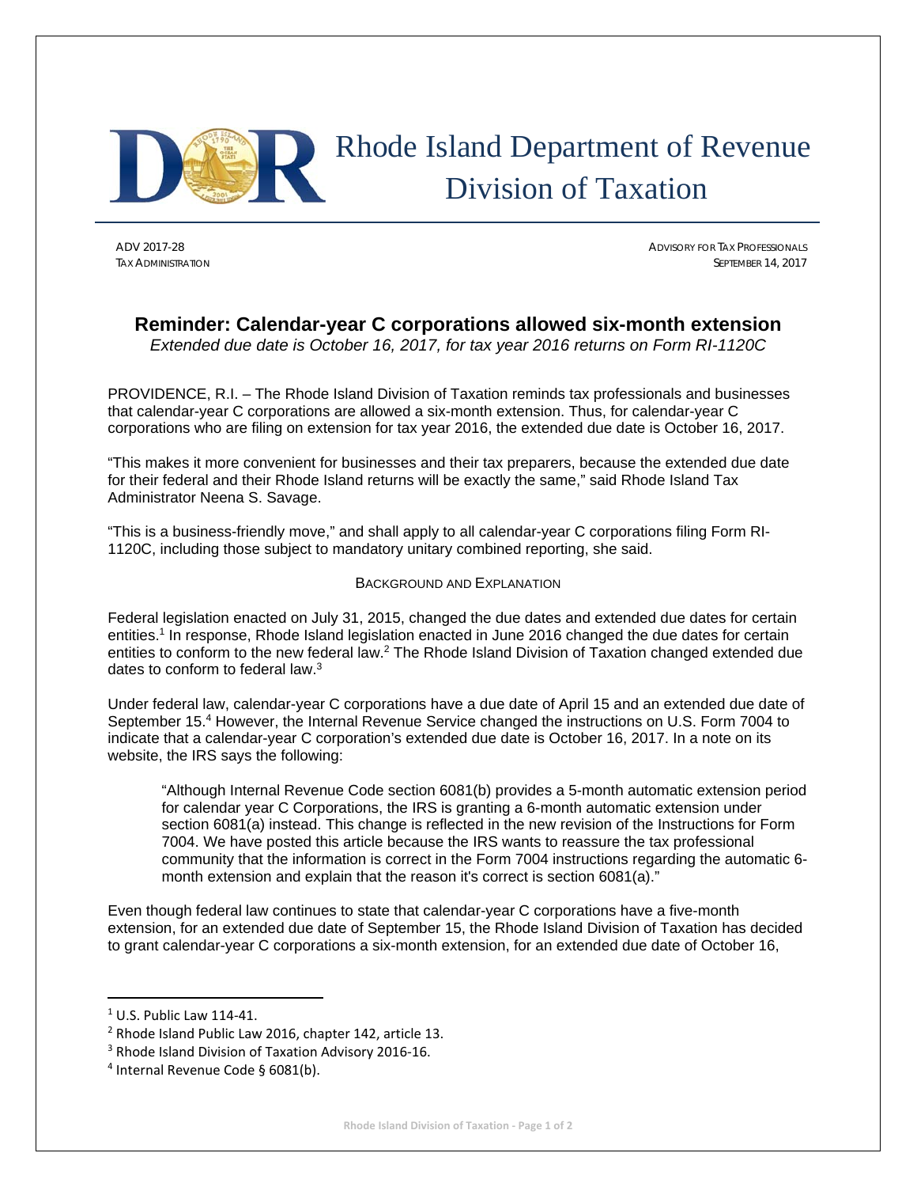# Rhode Island Department of Revenue
# Division of Taxation

ADV 2017-28
TAX ADMINISTRATION

ADVISORY FOR TAX PROFESSIONALS
SEPTEMBER 14, 2017

## Reminder: Calendar-year C corporations allowed six-month extension

*Extended due date is October 16, 2017, for tax year 2016 returns on Form RI-1120C*

PROVIDENCE, R.I. – The Rhode Island Division of Taxation reminds tax professionals and businesses that calendar-year C corporations are allowed a six-month extension. Thus, for calendar-year C corporations who are filing on extension for tax year 2016, the extended due date is October 16, 2017.

"This makes it more convenient for businesses and their tax preparers, because the extended due date for their federal and their Rhode Island returns will be exactly the same," said Rhode Island Tax Administrator Neena S. Savage.

"This is a business-friendly move," and shall apply to all calendar-year C corporations filing Form RI-1120C, including those subject to mandatory unitary combined reporting, she said.

### BACKGROUND AND EXPLANATION

Federal legislation enacted on July 31, 2015, changed the due dates and extended due dates for certain entities.[1] In response, Rhode Island legislation enacted in June 2016 changed the due dates for certain entities to conform to the new federal law.[2] The Rhode Island Division of Taxation changed extended due dates to conform to federal law.[3]

Under federal law, calendar-year C corporations have a due date of April 15 and an extended due date of September 15.[4] However, the Internal Revenue Service changed the instructions on U.S. Form 7004 to indicate that a calendar-year C corporation's extended due date is October 16, 2017. In a note on its website, the IRS says the following:

> "Although Internal Revenue Code section 6081(b) provides a 5-month automatic extension period for calendar year C Corporations, the IRS is granting a 6-month automatic extension under section 6081(a) instead. This change is reflected in the new revision of the Instructions for Form 7004. We have posted this article because the IRS wants to reassure the tax professional community that the information is correct in the Form 7004 instructions regarding the automatic 6-month extension and explain that the reason it's correct is section 6081(a)."

Even though federal law continues to state that calendar-year C corporations have a five-month extension, for an extended due date of September 15, the Rhode Island Division of Taxation has decided to grant calendar-year C corporations a six-month extension, for an extended due date of October 16,

---

[1] U.S. Public Law 114-41.
[2] Rhode Island Public Law 2016, chapter 142, article 13.
[3] Rhode Island Division of Taxation Advisory 2016-16.
[4] Internal Revenue Code § 6081(b).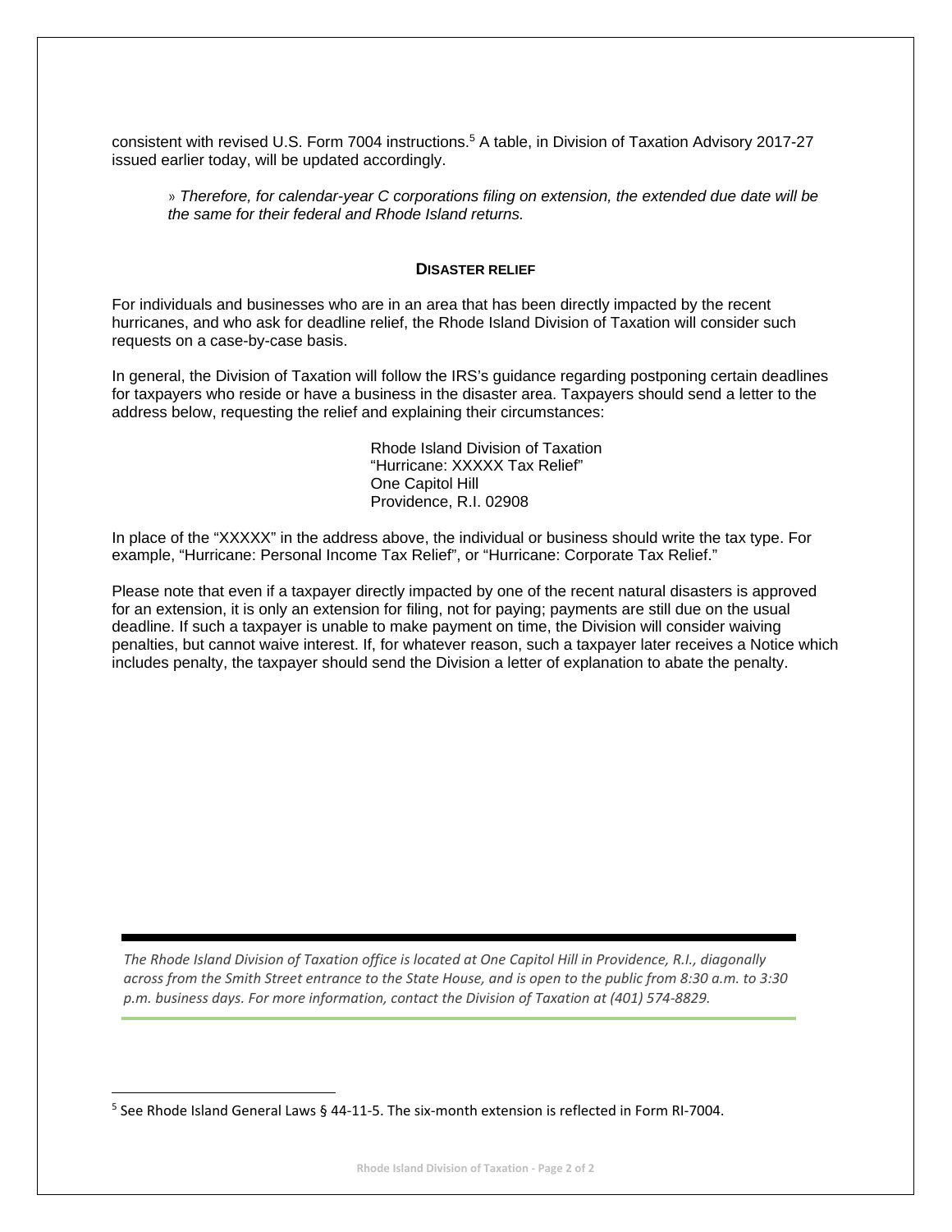consistent with revised U.S. Form 7004 instructions.[5] A table, in Division of Taxation Advisory 2017-27 issued earlier today, will be updated accordingly.

> » *Therefore, for calendar-year C corporations filing on extension, the extended due date will be the same for their federal and Rhode Island returns.*

## DISASTER RELIEF

For individuals and businesses who are in an area that has been directly impacted by the recent hurricanes, and who ask for deadline relief, the Rhode Island Division of Taxation will consider such requests on a case-by-case basis.

In general, the Division of Taxation will follow the IRS's guidance regarding postponing certain deadlines for taxpayers who reside or have a business in the disaster area. Taxpayers should send a letter to the address below, requesting the relief and explaining their circumstances:

Rhode Island Division of Taxation
"Hurricane: XXXXX Tax Relief"
One Capitol Hill
Providence, R.I. 02908

In place of the "XXXXX" in the address above, the individual or business should write the tax type. For example, "Hurricane: Personal Income Tax Relief", or "Hurricane: Corporate Tax Relief."

Please note that even if a taxpayer directly impacted by one of the recent natural disasters is approved for an extension, it is only an extension for filing, not for paying; payments are still due on the usual deadline. If such a taxpayer is unable to make payment on time, the Division will consider waiving penalties, but cannot waive interest. If, for whatever reason, such a taxpayer later receives a Notice which includes penalty, the taxpayer should send the Division a letter of explanation to abate the penalty.

---

*The Rhode Island Division of Taxation office is located at One Capitol Hill in Providence, R.I., diagonally across from the Smith Street entrance to the State House, and is open to the public from 8:30 a.m. to 3:30 p.m. business days. For more information, contact the Division of Taxation at (401) 574-8829.*

---

[5] See Rhode Island General Laws § 44-11-5. The six-month extension is reflected in Form RI-7004.